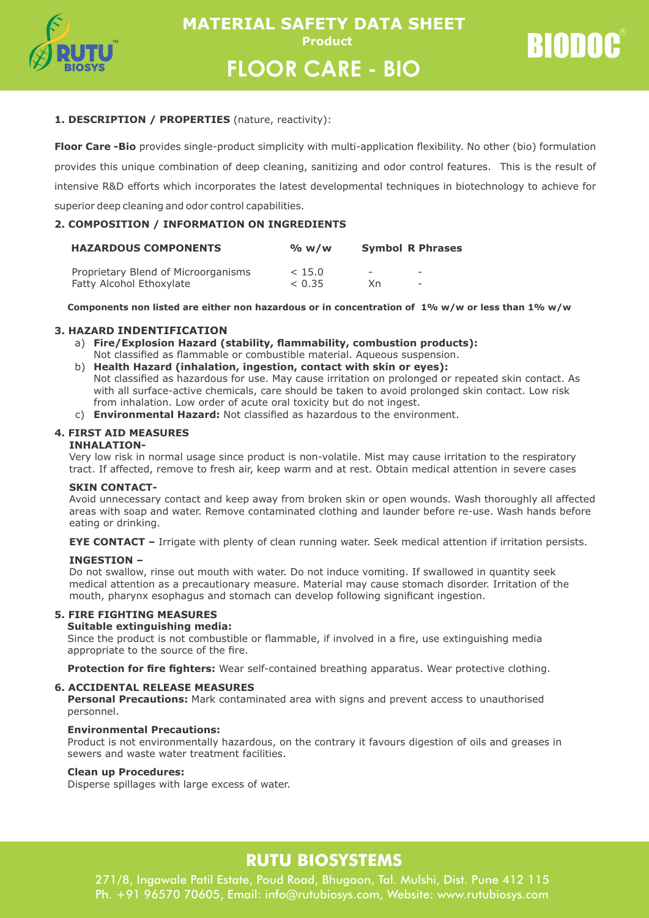# MATERIAL SAFETY DATA SHEET

**Product**

# FLOOR CARE - BIO

BIODOC®

**1. DESCRIPTION / PROPERTIES** (nature, reactivity):

**Floor Care -Bio** provides single-product simplicity with multi-application flexibility. No other (bio) formulation provides this unique combination of deep cleaning, sanitizing and odor control features. This is the result of intensive R&D efforts which incorporates the latest developmental techniques in biotechnology to achieve for superior deep cleaning and odor control capabilities.

**2. COMPOSITION / INFORMATION ON INGREDIENTS**

| HAZARDOUS COMPONENTS | % w/w | Symbol | R Phrases |
|---|---|---|---|
| Proprietary Blend of Microorganisms | < 15.0 | - | - |
| Fatty Alcohol Ethoxylate | < 0.35 | Xn | - |

**Components non listed are either non hazardous or in concentration of 1% w/w or less than 1% w/w**

**3. HAZARD INDENTIFICATION**

a) **Fire/Explosion Hazard (stability, flammability, combustion products):** Not classified as flammable or combustible material. Aqueous suspension.

b) **Health Hazard (inhalation, ingestion, contact with skin or eyes):** Not classified as hazardous for use. May cause irritation on prolonged or repeated skin contact. As with all surface-active chemicals, care should be taken to avoid prolonged skin contact. Low risk from inhalation. Low order of acute oral toxicity but do not ingest.

c) **Environmental Hazard:** Not classified as hazardous to the environment.

**4. FIRST AID MEASURES**

**INHALATION-**
Very low risk in normal usage since product is non-volatile. Mist may cause irritation to the respiratory tract. If affected, remove to fresh air, keep warm and at rest. Obtain medical attention in severe cases

**SKIN CONTACT-**
Avoid unnecessary contact and keep away from broken skin or open wounds. Wash thoroughly all affected areas with soap and water. Remove contaminated clothing and launder before re-use. Wash hands before eating or drinking.

**EYE CONTACT –** Irrigate with plenty of clean running water. Seek medical attention if irritation persists.

**INGESTION –**
Do not swallow, rinse out mouth with water. Do not induce vomiting. If swallowed in quantity seek medical attention as a precautionary measure. Material may cause stomach disorder. Irritation of the mouth, pharynx esophagus and stomach can develop following significant ingestion.

**5. FIRE FIGHTING MEASURES**

**Suitable extinguishing media:**
Since the product is not combustible or flammable, if involved in a fire, use extinguishing media appropriate to the source of the fire.

**Protection for fire fighters:** Wear self-contained breathing apparatus. Wear protective clothing.

**6. ACCIDENTAL RELEASE MEASURES**

**Personal Precautions:** Mark contaminated area with signs and prevent access to unauthorised personnel.

**Environmental Precautions:**
Product is not environmentally hazardous, on the contrary it favours digestion of oils and greases in sewers and waste water treatment facilities.

**Clean up Procedures:**
Disperse spillages with large excess of water.

**RUTU BIOSYSTEMS**
271/8, Ingawale Patil Estate, Poud Road, Bhugaon, Tal. Mulshi, Dist. Pune 412 115
Ph. +91 96570 70605, Email: info@rutubiosys.com, Website: www.rutubiosys.com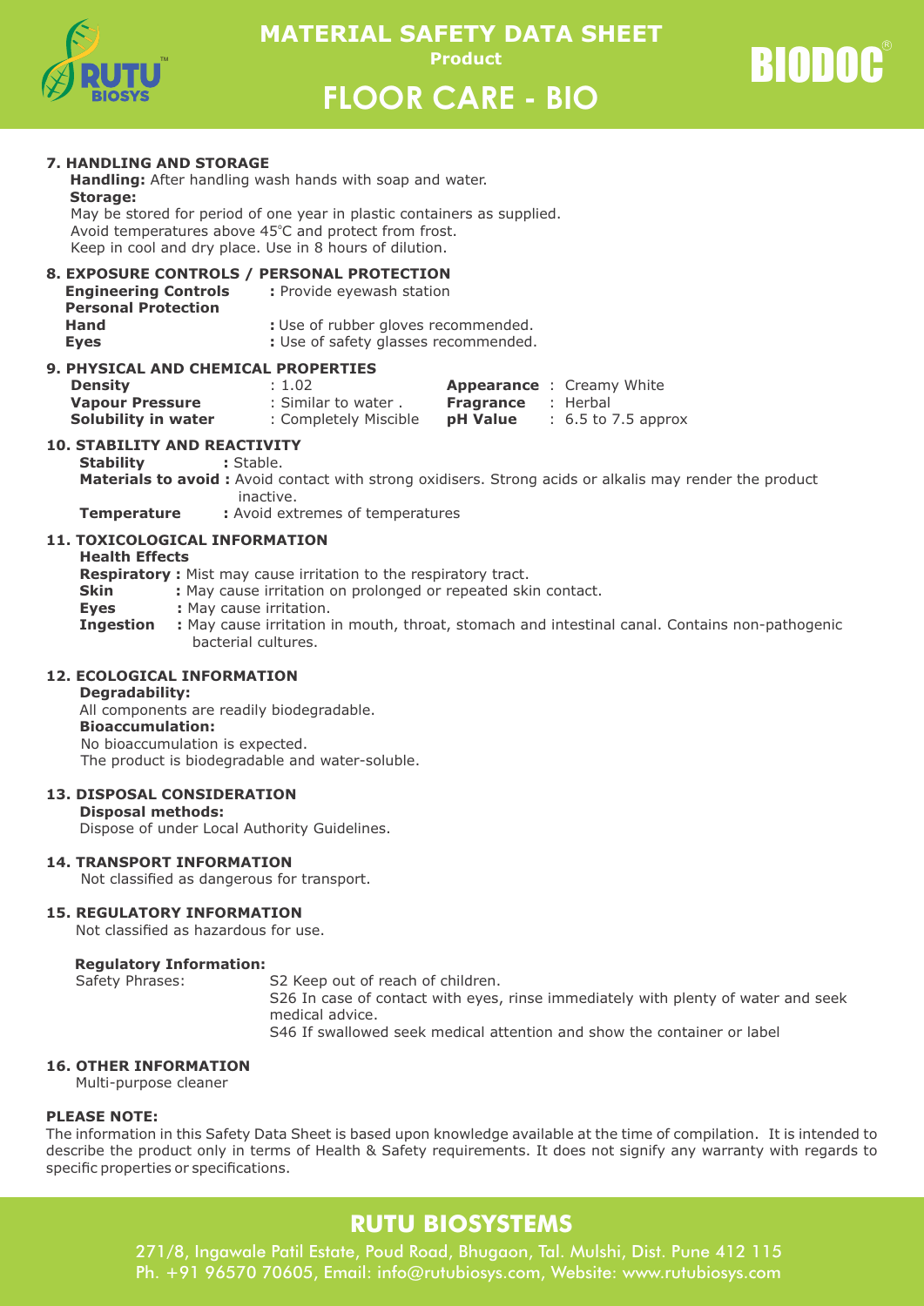# MATERIAL SAFETY DATA SHEET

**Product**

# FLOOR CARE - BIO

## 7. HANDLING AND STORAGE

**Handling:** After handling wash hands with soap and water.

**Storage:**

May be stored for period of one year in plastic containers as supplied.
Avoid temperatures above 45°C and protect from frost.
Keep in cool and dry place. Use in 8 hours of dilution.

## 8. EXPOSURE CONTROLS / PERSONAL PROTECTION

**Engineering Controls** : Provide eyewash station

**Personal Protection**

**Hand** : Use of rubber gloves recommended.

**Eyes** : Use of safety glasses recommended.

## 9. PHYSICAL AND CHEMICAL PROPERTIES

| | | | |
|---|---|---|---|
| **Density** | : 1.02 | **Appearance** | : Creamy White |
| **Vapour Pressure** | : Similar to water . | **Fragrance** | : Herbal |
| **Solubility in water** | : Completely Miscible | **pH Value** | : 6.5 to 7.5 approx |

## 10. STABILITY AND REACTIVITY

**Stability** : Stable.

**Materials to avoid :** Avoid contact with strong oxidisers. Strong acids or alkalis may render the product inactive.

**Temperature** : Avoid extremes of temperatures

## 11. TOXICOLOGICAL INFORMATION

**Health Effects**

**Respiratory :** Mist may cause irritation to the respiratory tract.

**Skin** : May cause irritation on prolonged or repeated skin contact.

**Eyes** : May cause irritation.

**Ingestion** : May cause irritation in mouth, throat, stomach and intestinal canal. Contains non-pathogenic bacterial cultures.

## 12. ECOLOGICAL INFORMATION

**Degradability:**

All components are readily biodegradable.

**Bioaccumulation:**

No bioaccumulation is expected.
The product is biodegradable and water-soluble.

## 13. DISPOSAL CONSIDERATION

**Disposal methods:**

Dispose of under Local Authority Guidelines.

## 14. TRANSPORT INFORMATION

Not classified as dangerous for transport.

## 15. REGULATORY INFORMATION

Not classified as hazardous for use.

**Regulatory Information:**

Safety Phrases:

S2 Keep out of reach of children.
S26 In case of contact with eyes, rinse immediately with plenty of water and seek medical advice.
S46 If swallowed seek medical attention and show the container or label

## 16. OTHER INFORMATION

Multi-purpose cleaner

**PLEASE NOTE:**

The information in this Safety Data Sheet is based upon knowledge available at the time of compilation. It is intended to describe the product only in terms of Health & Safety requirements. It does not signify any warranty with regards to specific properties or specifications.

## RUTU BIOSYSTEMS

271/8, Ingawale Patil Estate, Poud Road, Bhugaon, Tal. Mulshi, Dist. Pune 412 115
Ph. +91 96570 70605, Email: info@rutubiosys.com, Website: www.rutubiosys.com